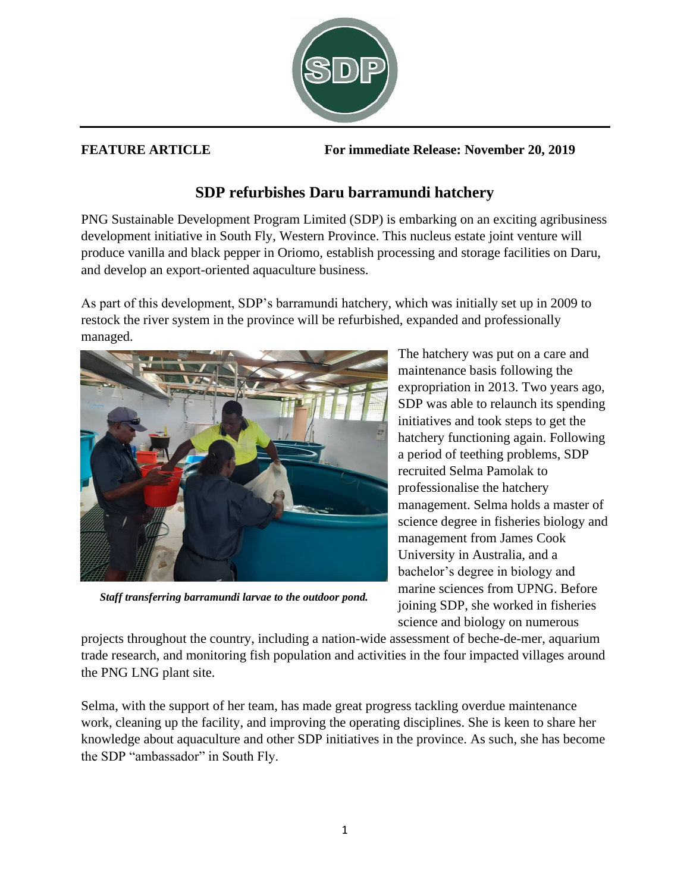**FEATURE ARTICLE** **For immediate Release: November 20, 2019**

# SDP refurbishes Daru barramundi hatchery

PNG Sustainable Development Program Limited (SDP) is embarking on an exciting agribusiness development initiative in South Fly, Western Province. This nucleus estate joint venture will produce vanilla and black pepper in Oriomo, establish processing and storage facilities on Daru, and develop an export-oriented aquaculture business.

As part of this development, SDP's barramundi hatchery, which was initially set up in 2009 to restock the river system in the province will be refurbished, expanded and professionally managed.

***Staff transferring barramundi larvae to the outdoor pond.***

The hatchery was put on a care and maintenance basis following the expropriation in 2013. Two years ago, SDP was able to relaunch its spending initiatives and took steps to get the hatchery functioning again. Following a period of teething problems, SDP recruited Selma Pamolak to professionalise the hatchery management. Selma holds a master of science degree in fisheries biology and management from James Cook University in Australia, and a bachelor's degree in biology and marine sciences from UPNG. Before joining SDP, she worked in fisheries science and biology on numerous projects throughout the country, including a nation-wide assessment of beche-de-mer, aquarium trade research, and monitoring fish population and activities in the four impacted villages around the PNG LNG plant site.

Selma, with the support of her team, has made great progress tackling overdue maintenance work, cleaning up the facility, and improving the operating disciplines. She is keen to share her knowledge about aquaculture and other SDP initiatives in the province. As such, she has become the SDP "ambassador" in South Fly.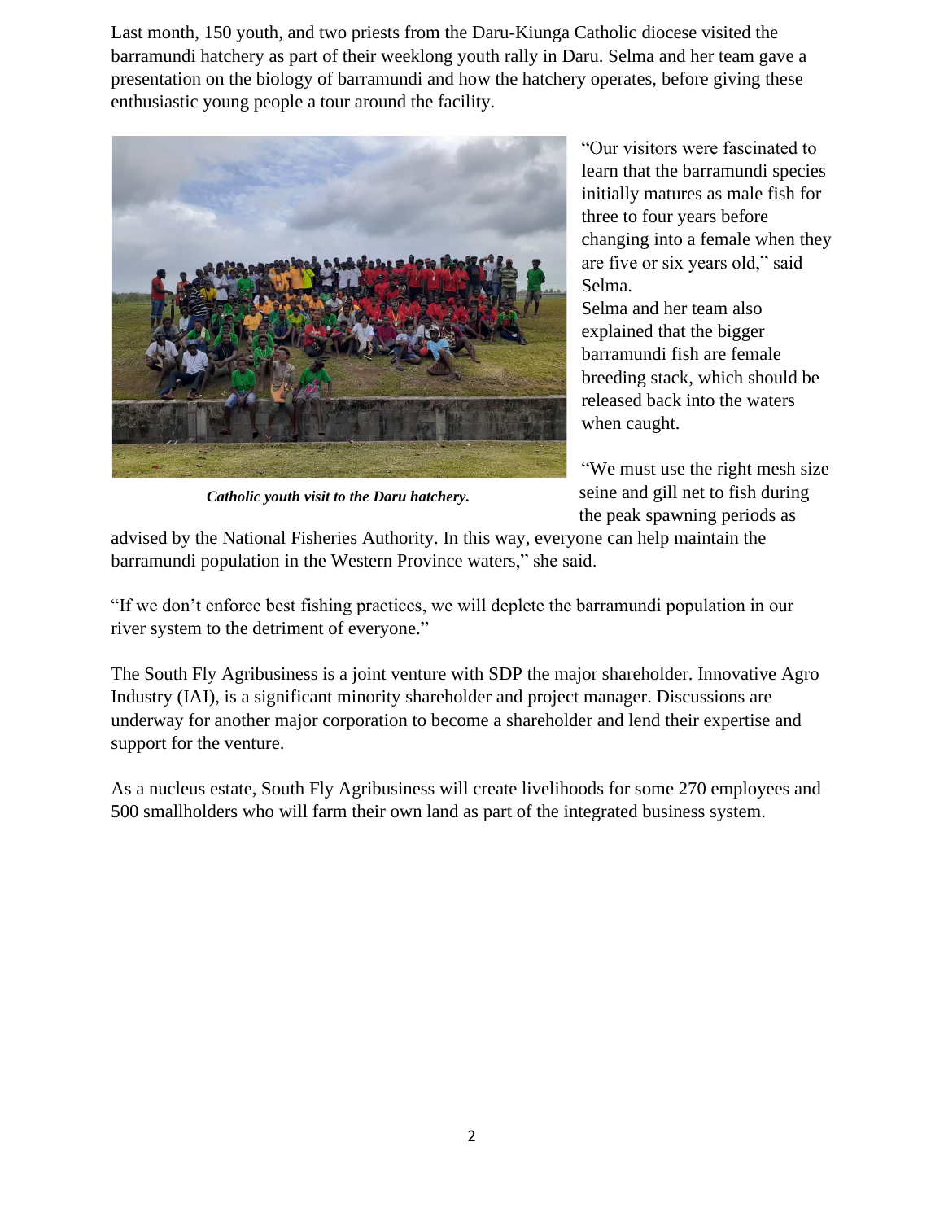Last month, 150 youth, and two priests from the Daru-Kiunga Catholic diocese visited the barramundi hatchery as part of their weeklong youth rally in Daru. Selma and her team gave a presentation on the biology of barramundi and how the hatchery operates, before giving these enthusiastic young people a tour around the facility.

***Catholic youth visit to the Daru hatchery.***

"Our visitors were fascinated to learn that the barramundi species initially matures as male fish for three to four years before changing into a female when they are five or six years old," said Selma.

Selma and her team also explained that the bigger barramundi fish are female breeding stack, which should be released back into the waters when caught.

"We must use the right mesh size seine and gill net to fish during the peak spawning periods as advised by the National Fisheries Authority. In this way, everyone can help maintain the barramundi population in the Western Province waters," she said.

"If we don't enforce best fishing practices, we will deplete the barramundi population in our river system to the detriment of everyone."

The South Fly Agribusiness is a joint venture with SDP the major shareholder. Innovative Agro Industry (IAI), is a significant minority shareholder and project manager. Discussions are underway for another major corporation to become a shareholder and lend their expertise and support for the venture.

As a nucleus estate, South Fly Agribusiness will create livelihoods for some 270 employees and 500 smallholders who will farm their own land as part of the integrated business system.